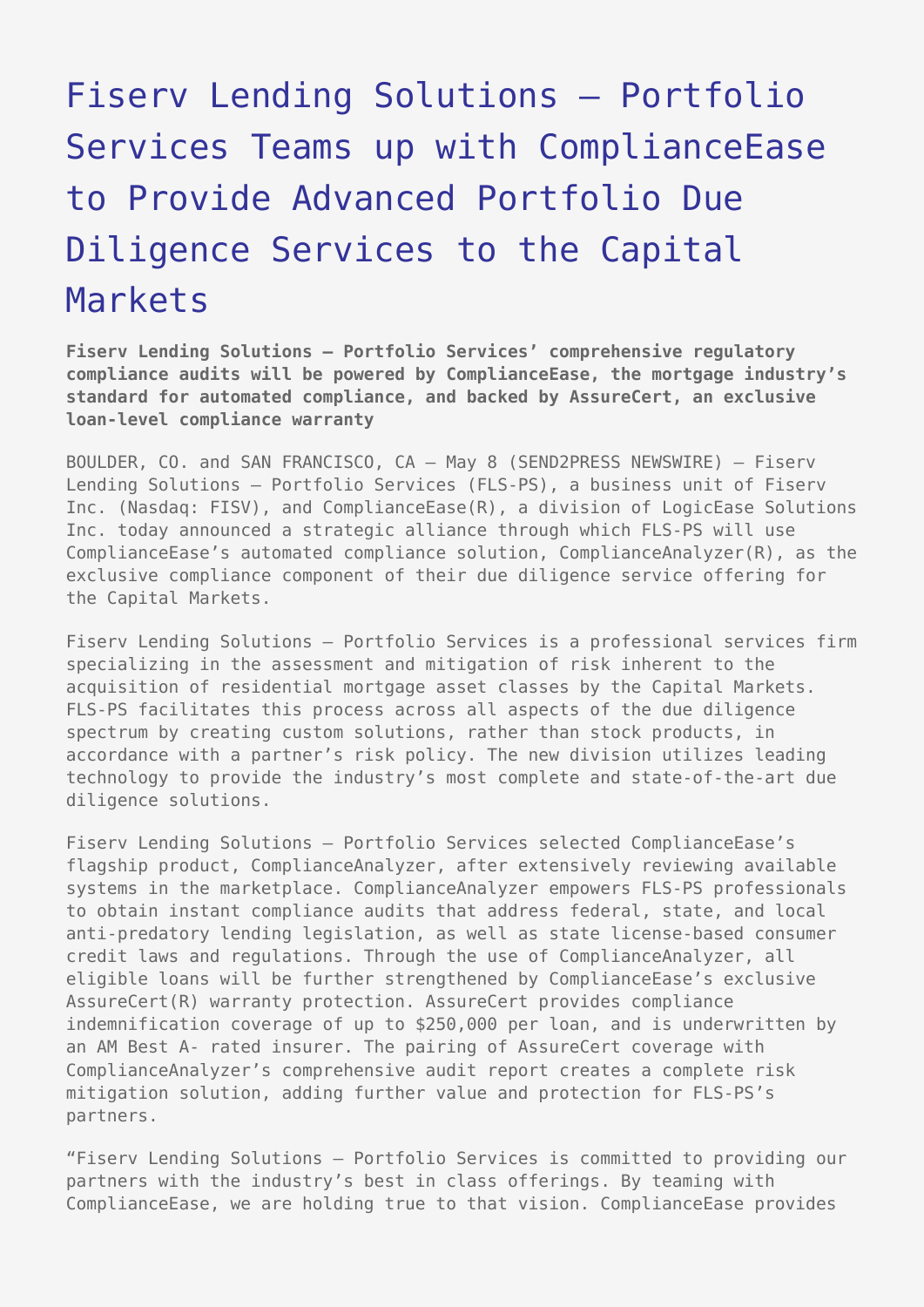# Fiserv Lending Solutions – Portfolio Services Teams up with ComplianceEase to Provide Advanced Portfolio Due Diligence Services to the Capital Markets

**Fiserv Lending Solutions – Portfolio Services' comprehensive regulatory compliance audits will be powered by ComplianceEase, the mortgage industry's standard for automated compliance, and backed by AssureCert, an exclusive loan-level compliance warranty**

BOULDER, CO. and SAN FRANCISCO, CA – May 8 (SEND2PRESS NEWSWIRE) — Fiserv Lending Solutions – Portfolio Services (FLS-PS), a business unit of Fiserv Inc. (Nasdaq: FISV), and ComplianceEase(R), a division of LogicEase Solutions Inc. today announced a strategic alliance through which FLS-PS will use ComplianceEase's automated compliance solution, ComplianceAnalyzer(R), as the exclusive compliance component of their due diligence service offering for the Capital Markets.

Fiserv Lending Solutions – Portfolio Services is a professional services firm specializing in the assessment and mitigation of risk inherent to the acquisition of residential mortgage asset classes by the Capital Markets. FLS-PS facilitates this process across all aspects of the due diligence spectrum by creating custom solutions, rather than stock products, in accordance with a partner's risk policy. The new division utilizes leading technology to provide the industry's most complete and state-of-the-art due diligence solutions.

Fiserv Lending Solutions – Portfolio Services selected ComplianceEase's flagship product, ComplianceAnalyzer, after extensively reviewing available systems in the marketplace. ComplianceAnalyzer empowers FLS-PS professionals to obtain instant compliance audits that address federal, state, and local anti-predatory lending legislation, as well as state license-based consumer credit laws and regulations. Through the use of ComplianceAnalyzer, all eligible loans will be further strengthened by ComplianceEase's exclusive AssureCert(R) warranty protection. AssureCert provides compliance indemnification coverage of up to $250,000 per loan, and is underwritten by an AM Best A- rated insurer. The pairing of AssureCert coverage with ComplianceAnalyzer's comprehensive audit report creates a complete risk mitigation solution, adding further value and protection for FLS-PS's partners.

"Fiserv Lending Solutions – Portfolio Services is committed to providing our partners with the industry's best in class offerings. By teaming with ComplianceEase, we are holding true to that vision. ComplianceEase provides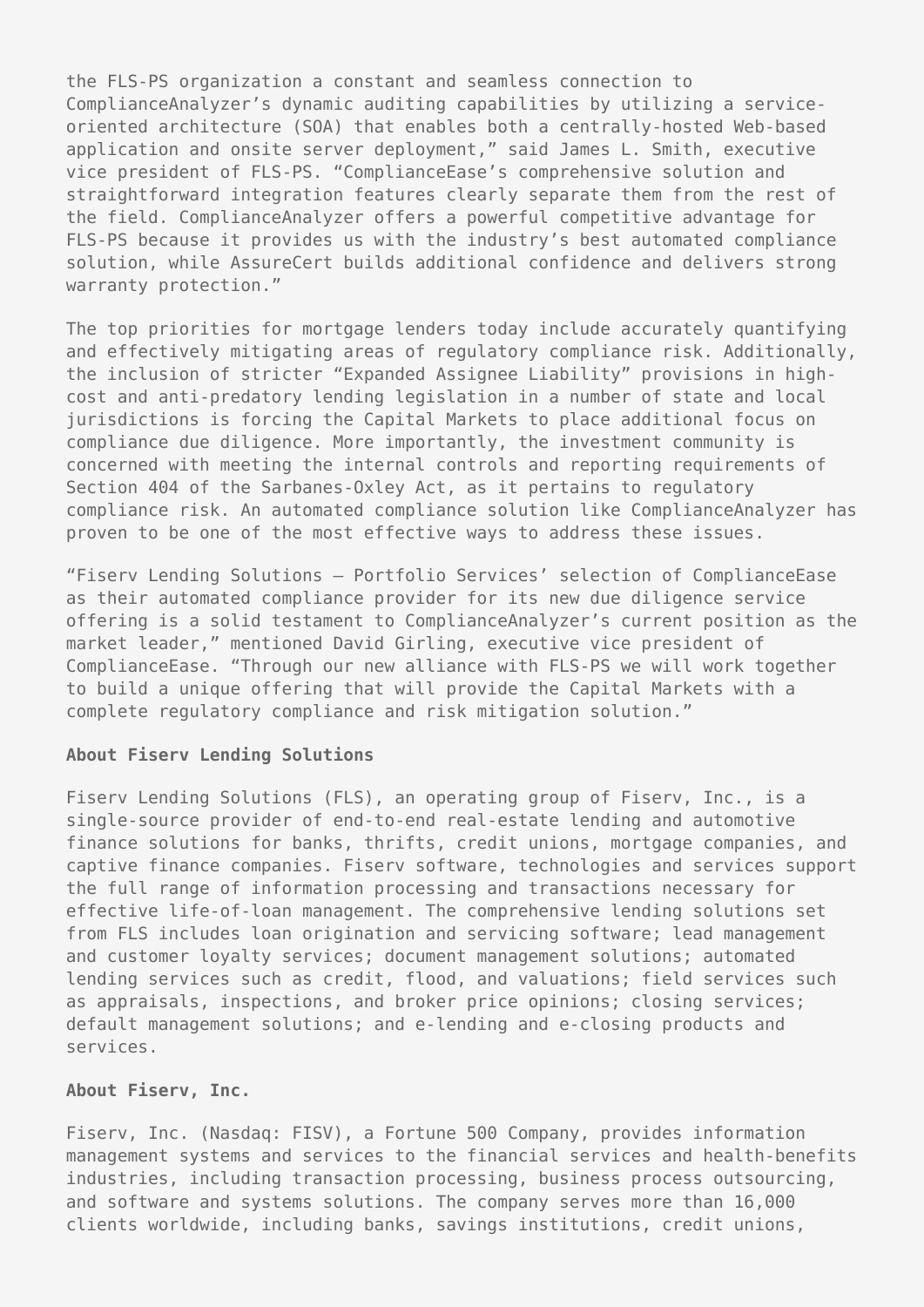the FLS-PS organization a constant and seamless connection to ComplianceAnalyzer's dynamic auditing capabilities by utilizing a service-oriented architecture (SOA) that enables both a centrally-hosted Web-based application and onsite server deployment," said James L. Smith, executive vice president of FLS-PS. "ComplianceEase's comprehensive solution and straightforward integration features clearly separate them from the rest of the field. ComplianceAnalyzer offers a powerful competitive advantage for FLS-PS because it provides us with the industry's best automated compliance solution, while AssureCert builds additional confidence and delivers strong warranty protection."

The top priorities for mortgage lenders today include accurately quantifying and effectively mitigating areas of regulatory compliance risk. Additionally, the inclusion of stricter "Expanded Assignee Liability" provisions in high-cost and anti-predatory lending legislation in a number of state and local jurisdictions is forcing the Capital Markets to place additional focus on compliance due diligence. More importantly, the investment community is concerned with meeting the internal controls and reporting requirements of Section 404 of the Sarbanes-Oxley Act, as it pertains to regulatory compliance risk. An automated compliance solution like ComplianceAnalyzer has proven to be one of the most effective ways to address these issues.

"Fiserv Lending Solutions – Portfolio Services' selection of ComplianceEase as their automated compliance provider for its new due diligence service offering is a solid testament to ComplianceAnalyzer's current position as the market leader," mentioned David Girling, executive vice president of ComplianceEase. "Through our new alliance with FLS-PS we will work together to build a unique offering that will provide the Capital Markets with a complete regulatory compliance and risk mitigation solution."

**About Fiserv Lending Solutions**

Fiserv Lending Solutions (FLS), an operating group of Fiserv, Inc., is a single-source provider of end-to-end real-estate lending and automotive finance solutions for banks, thrifts, credit unions, mortgage companies, and captive finance companies. Fiserv software, technologies and services support the full range of information processing and transactions necessary for effective life-of-loan management. The comprehensive lending solutions set from FLS includes loan origination and servicing software; lead management and customer loyalty services; document management solutions; automated lending services such as credit, flood, and valuations; field services such as appraisals, inspections, and broker price opinions; closing services; default management solutions; and e-lending and e-closing products and services.

**About Fiserv, Inc.**

Fiserv, Inc. (Nasdaq: FISV), a Fortune 500 Company, provides information management systems and services to the financial services and health-benefits industries, including transaction processing, business process outsourcing, and software and systems solutions. The company serves more than 16,000 clients worldwide, including banks, savings institutions, credit unions,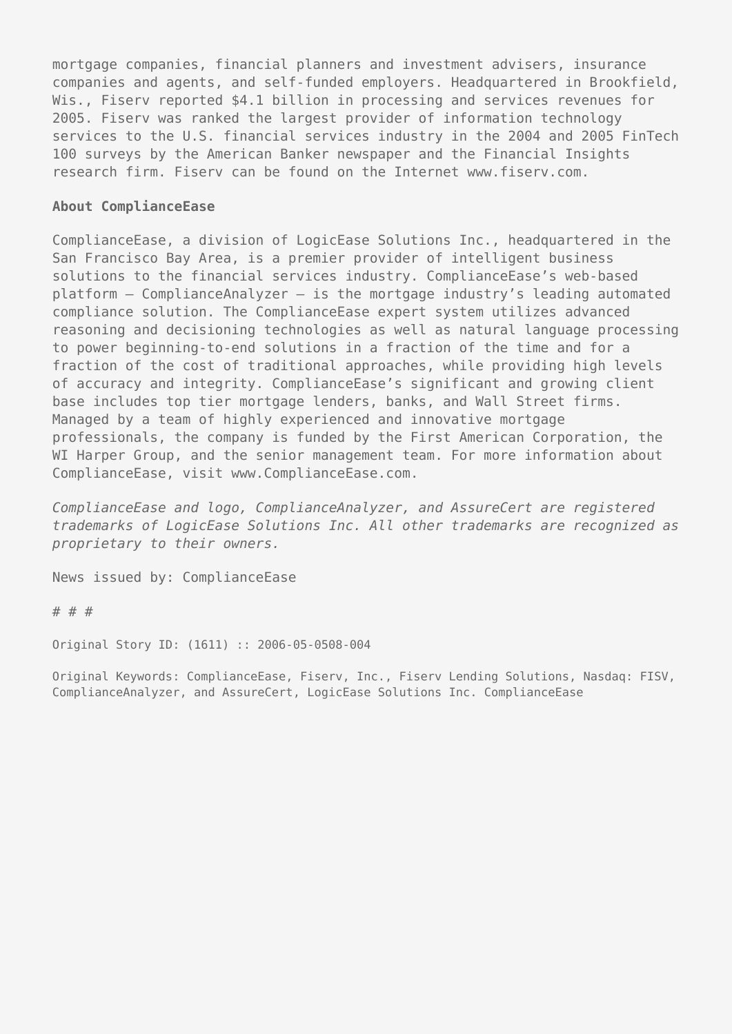mortgage companies, financial planners and investment advisers, insurance companies and agents, and self-funded employers. Headquartered in Brookfield, Wis., Fiserv reported $4.1 billion in processing and services revenues for 2005. Fiserv was ranked the largest provider of information technology services to the U.S. financial services industry in the 2004 and 2005 FinTech 100 surveys by the American Banker newspaper and the Financial Insights research firm. Fiserv can be found on the Internet www.fiserv.com.

**About ComplianceEase**

ComplianceEase, a division of LogicEase Solutions Inc., headquartered in the San Francisco Bay Area, is a premier provider of intelligent business solutions to the financial services industry. ComplianceEase's web-based platform – ComplianceAnalyzer – is the mortgage industry's leading automated compliance solution. The ComplianceEase expert system utilizes advanced reasoning and decisioning technologies as well as natural language processing to power beginning-to-end solutions in a fraction of the time and for a fraction of the cost of traditional approaches, while providing high levels of accuracy and integrity. ComplianceEase's significant and growing client base includes top tier mortgage lenders, banks, and Wall Street firms. Managed by a team of highly experienced and innovative mortgage professionals, the company is funded by the First American Corporation, the WI Harper Group, and the senior management team. For more information about ComplianceEase, visit www.ComplianceEase.com.

*ComplianceEase and logo, ComplianceAnalyzer, and AssureCert are registered trademarks of LogicEase Solutions Inc. All other trademarks are recognized as proprietary to their owners.*

News issued by: ComplianceEase

# # #

Original Story ID: (1611) :: 2006-05-0508-004

Original Keywords: ComplianceEase, Fiserv, Inc., Fiserv Lending Solutions, Nasdaq: FISV, ComplianceAnalyzer, and AssureCert, LogicEase Solutions Inc. ComplianceEase